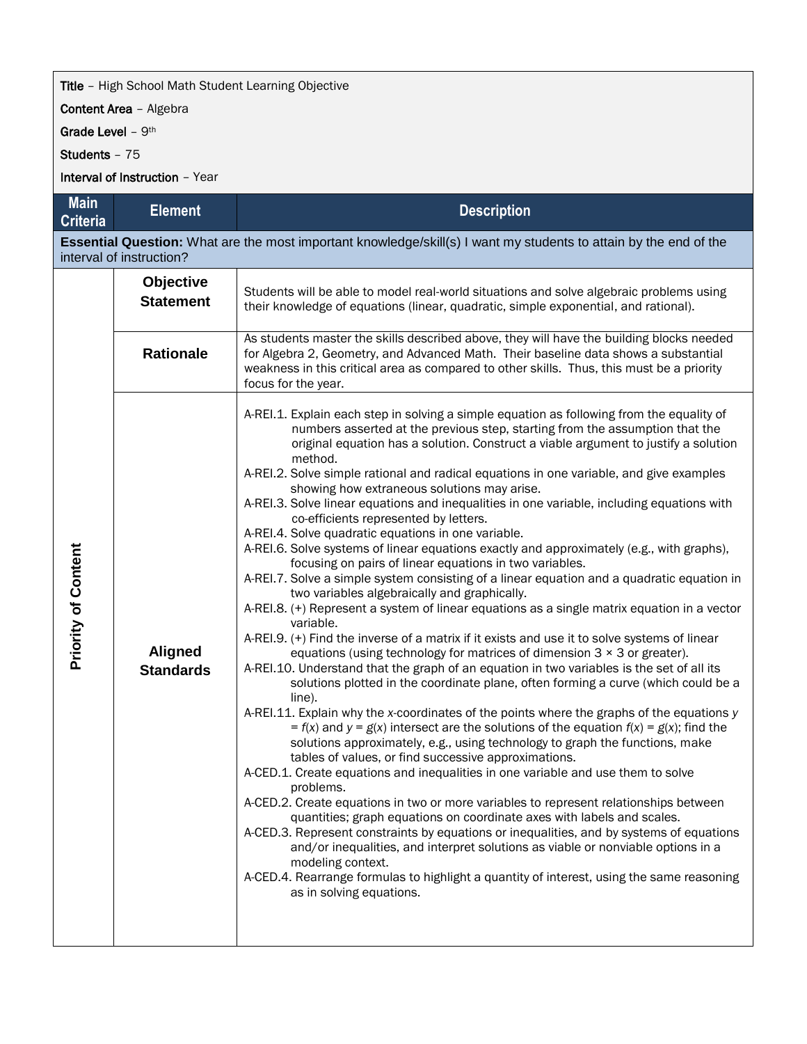**Title** – High School Math Student Learning Objective

**Content Area** – Algebra

**Grade Level** – 9th

**Students** – 75

**Interval of Instruction** – Year

| Main Criteria | Element | Description |
|---|---|---|
| **Essential Question:** What are the most important knowledge/skill(s) I want my students to attain by the end of the interval of instruction? | | |
| Priority of Content | **Objective Statement** | Students will be able to model real-world situations and solve algebraic problems using their knowledge of equations (linear, quadratic, simple exponential, and rational). |
| | **Rationale** | As students master the skills described above, they will have the building blocks needed for Algebra 2, Geometry, and Advanced Math. Their baseline data shows a substantial weakness in this critical area as compared to other skills. Thus, this must be a priority focus for the year. |
| | **Aligned Standards** | A-REI.1. Explain each step in solving a simple equation as following from the equality of numbers asserted at the previous step, starting from the assumption that the original equation has a solution. Construct a viable argument to justify a solution method.<br>A-REI.2. Solve simple rational and radical equations in one variable, and give examples showing how extraneous solutions may arise.<br>A-REI.3. Solve linear equations and inequalities in one variable, including equations with co-efficients represented by letters.<br>A-REI.4. Solve quadratic equations in one variable.<br>A-REI.6. Solve systems of linear equations exactly and approximately (e.g., with graphs), focusing on pairs of linear equations in two variables.<br>A-REI.7. Solve a simple system consisting of a linear equation and a quadratic equation in two variables algebraically and graphically.<br>A-REI.8. (+) Represent a system of linear equations as a single matrix equation in a vector variable.<br>A-REI.9. (+) Find the inverse of a matrix if it exists and use it to solve systems of linear equations (using technology for matrices of dimension $3 \times 3$ or greater).<br>A-REI.10. Understand that the graph of an equation in two variables is the set of all its solutions plotted in the coordinate plane, often forming a curve (which could be a line).<br>A-REI.11. Explain why the $x$-coordinates of the points where the graphs of the equations $y = f(x)$ and $y = g(x)$ intersect are the solutions of the equation $f(x) = g(x)$; find the solutions approximately, e.g., using technology to graph the functions, make tables of values, or find successive approximations.<br>A-CED.1. Create equations and inequalities in one variable and use them to solve problems.<br>A-CED.2. Create equations in two or more variables to represent relationships between quantities; graph equations on coordinate axes with labels and scales.<br>A-CED.3. Represent constraints by equations or inequalities, and by systems of equations and/or inequalities, and interpret solutions as viable or nonviable options in a modeling context.<br>A-CED.4. Rearrange formulas to highlight a quantity of interest, using the same reasoning as in solving equations. |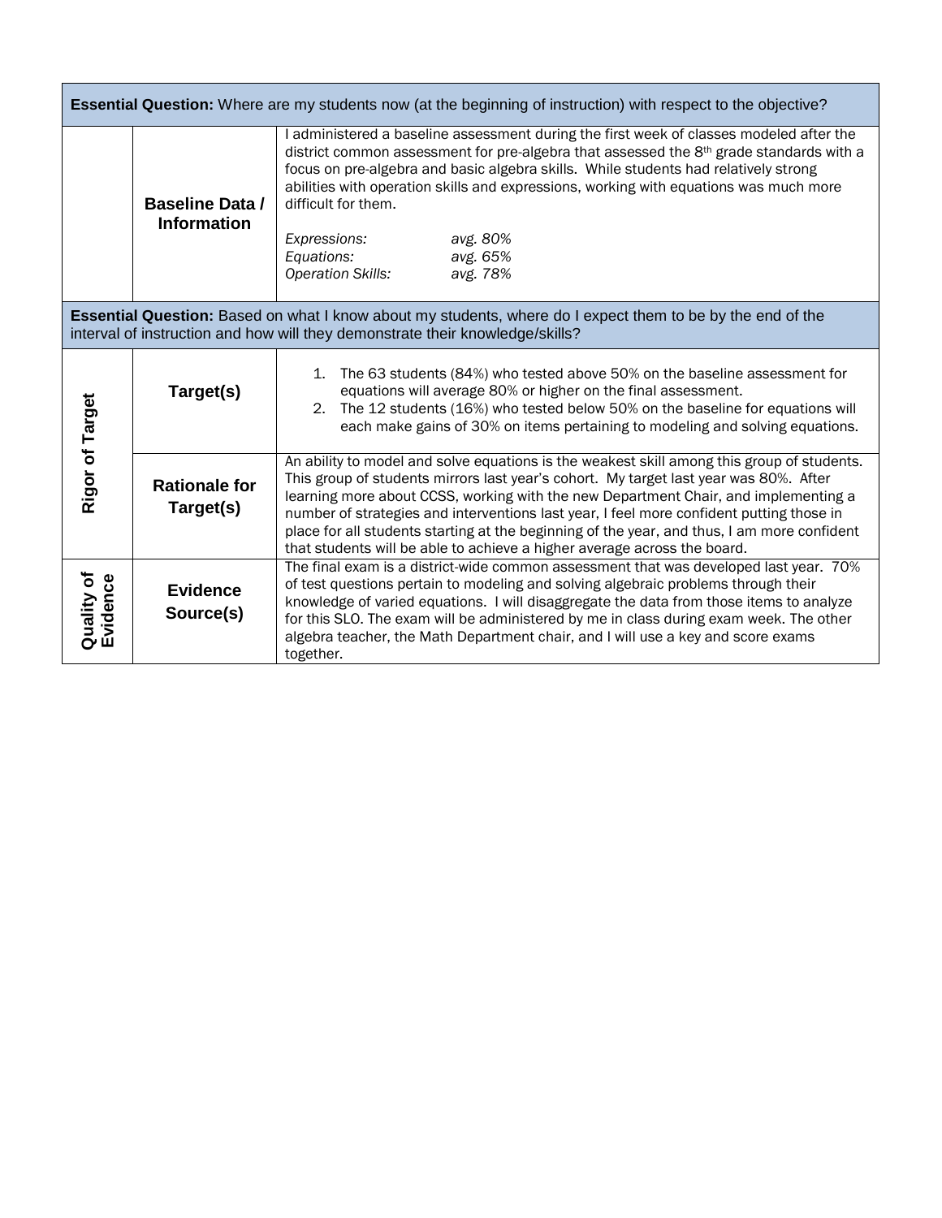| | | |
|---|---|---|
| **Essential Question:** Where are my students now (at the beginning of instruction) with respect to the objective? | | |
| | **Baseline Data / Information** | I administered a baseline assessment during the first week of classes modeled after the district common assessment for pre-algebra that assessed the 8th grade standards with a focus on pre-algebra and basic algebra skills. While students had relatively strong abilities with operation skills and expressions, working with equations was much more difficult for them.<br><br>*Expressions:* *avg. 80%*<br>*Equations:* *avg. 65%*<br>*Operation Skills:* *avg. 78%* |
| **Essential Question:** Based on what I know about my students, where do I expect them to be by the end of the interval of instruction and how will they demonstrate their knowledge/skills? | | |
| **Rigor of Target** | **Target(s)** | 1. The 63 students (84%) who tested above 50% on the baseline assessment for equations will average 80% or higher on the final assessment.<br>2. The 12 students (16%) who tested below 50% on the baseline for equations will each make gains of 30% on items pertaining to modeling and solving equations. |
| | **Rationale for Target(s)** | An ability to model and solve equations is the weakest skill among this group of students. This group of students mirrors last year's cohort. My target last year was 80%. After learning more about CCSS, working with the new Department Chair, and implementing a number of strategies and interventions last year, I feel more confident putting those in place for all students starting at the beginning of the year, and thus, I am more confident that students will be able to achieve a higher average across the board. |
| **Quality of Evidence** | **Evidence Source(s)** | The final exam is a district-wide common assessment that was developed last year. 70% of test questions pertain to modeling and solving algebraic problems through their knowledge of varied equations. I will disaggregate the data from those items to analyze for this SLO. The exam will be administered by me in class during exam week. The other algebra teacher, the Math Department chair, and I will use a key and score exams together. |